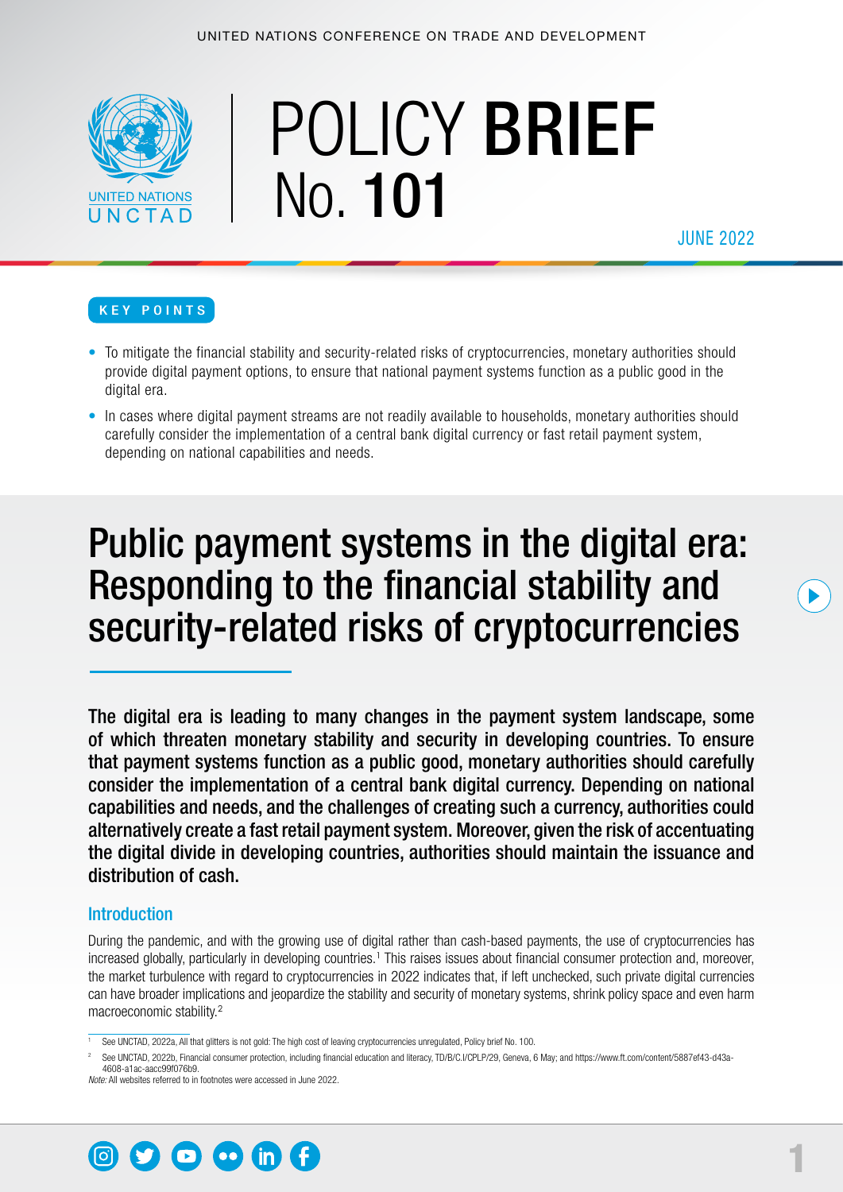UNITED NATIONS CONFERENCE ON TRADE AND DEVELOPMENT

# POLICY BRIEF No. 101

JUNE 2022

**KEY POINTS**

- To mitigate the financial stability and security-related risks of cryptocurrencies, monetary authorities should provide digital payment options, to ensure that national payment systems function as a public good in the digital era.
- In cases where digital payment streams are not readily available to households, monetary authorities should carefully consider the implementation of a central bank digital currency or fast retail payment system, depending on national capabilities and needs.

# Public payment systems in the digital era: Responding to the financial stability and security-related risks of cryptocurrencies

**The digital era is leading to many changes in the payment system landscape, some of which threaten monetary stability and security in developing countries. To ensure that payment systems function as a public good, monetary authorities should carefully consider the implementation of a central bank digital currency. Depending on national capabilities and needs, and the challenges of creating such a currency, authorities could alternatively create a fast retail payment system. Moreover, given the risk of accentuating the digital divide in developing countries, authorities should maintain the issuance and distribution of cash.**

## Introduction

During the pandemic, and with the growing use of digital rather than cash-based payments, the use of cryptocurrencies has increased globally, particularly in developing countries.[1] This raises issues about financial consumer protection and, moreover, the market turbulence with regard to cryptocurrencies in 2022 indicates that, if left unchecked, such private digital currencies can have broader implications and jeopardize the stability and security of monetary systems, shrink policy space and even harm macroeconomic stability.[2]

---

[1] See UNCTAD, 2022a, All that glitters is not gold: The high cost of leaving cryptocurrencies unregulated, Policy brief No. 100.

[2] See UNCTAD, 2022b, Financial consumer protection, including financial education and literacy, TD/B/C.I/CPLP/29, Geneva, 6 May; and https://www.ft.com/content/5887ef43-d43a-4608-a1ac-aacc99f076b9.

*Note:* All websites referred to in footnotes were accessed in June 2022.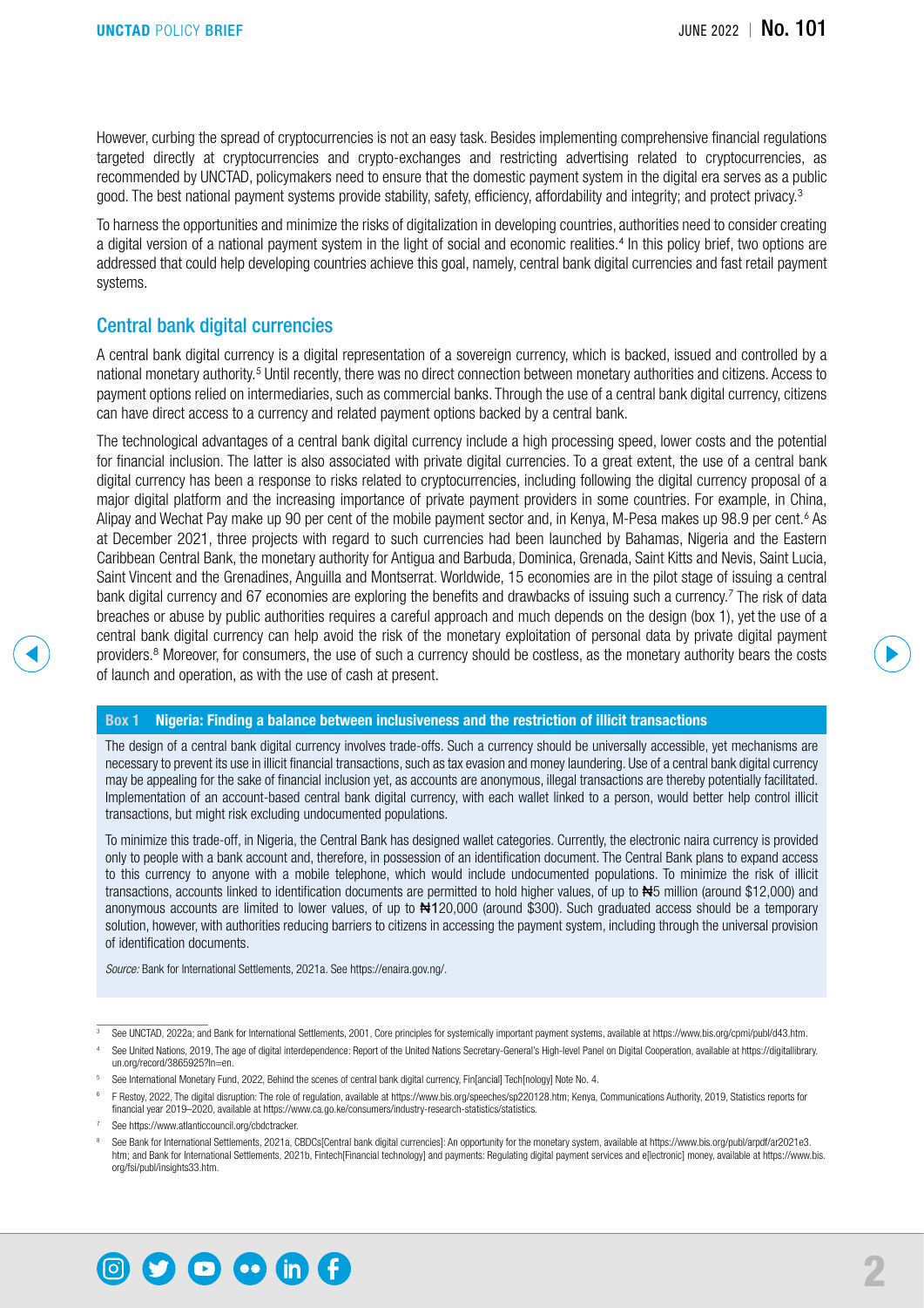However, curbing the spread of cryptocurrencies is not an easy task. Besides implementing comprehensive financial regulations targeted directly at cryptocurrencies and crypto-exchanges and restricting advertising related to cryptocurrencies, as recommended by UNCTAD, policymakers need to ensure that the domestic payment system in the digital era serves as a public good. The best national payment systems provide stability, safety, efficiency, affordability and integrity; and protect privacy.[3]

To harness the opportunities and minimize the risks of digitalization in developing countries, authorities need to consider creating a digital version of a national payment system in the light of social and economic realities.[4] In this policy brief, two options are addressed that could help developing countries achieve this goal, namely, central bank digital currencies and fast retail payment systems.

## Central bank digital currencies

A central bank digital currency is a digital representation of a sovereign currency, which is backed, issued and controlled by a national monetary authority.[5] Until recently, there was no direct connection between monetary authorities and citizens. Access to payment options relied on intermediaries, such as commercial banks. Through the use of a central bank digital currency, citizens can have direct access to a currency and related payment options backed by a central bank.

The technological advantages of a central bank digital currency include a high processing speed, lower costs and the potential for financial inclusion. The latter is also associated with private digital currencies. To a great extent, the use of a central bank digital currency has been a response to risks related to cryptocurrencies, including following the digital currency proposal of a major digital platform and the increasing importance of private payment providers in some countries. For example, in China, Alipay and Wechat Pay make up 90 per cent of the mobile payment sector and, in Kenya, M-Pesa makes up 98.9 per cent.[6] As at December 2021, three projects with regard to such currencies had been launched by Bahamas, Nigeria and the Eastern Caribbean Central Bank, the monetary authority for Antigua and Barbuda, Dominica, Grenada, Saint Kitts and Nevis, Saint Lucia, Saint Vincent and the Grenadines, Anguilla and Montserrat. Worldwide, 15 economies are in the pilot stage of issuing a central bank digital currency and 67 economies are exploring the benefits and drawbacks of issuing such a currency.[7] The risk of data breaches or abuse by public authorities requires a careful approach and much depends on the design (box 1), yet the use of a central bank digital currency can help avoid the risk of the monetary exploitation of personal data by private digital payment providers.[8] Moreover, for consumers, the use of such a currency should be costless, as the monetary authority bears the costs of launch and operation, as with the use of cash at present.

### Box 1 Nigeria: Finding a balance between inclusiveness and the restriction of illicit transactions

The design of a central bank digital currency involves trade-offs. Such a currency should be universally accessible, yet mechanisms are necessary to prevent its use in illicit financial transactions, such as tax evasion and money laundering. Use of a central bank digital currency may be appealing for the sake of financial inclusion yet, as accounts are anonymous, illegal transactions are thereby potentially facilitated. Implementation of an account-based central bank digital currency, with each wallet linked to a person, would better help control illicit transactions, but might risk excluding undocumented populations.

To minimize this trade-off, in Nigeria, the Central Bank has designed wallet categories. Currently, the electronic naira currency is provided only to people with a bank account and, therefore, in possession of an identification document. The Central Bank plans to expand access to this currency to anyone with a mobile telephone, which would include undocumented populations. To minimize the risk of illicit transactions, accounts linked to identification documents are permitted to hold higher values, of up to ₦5 million (around $12,000) and anonymous accounts are limited to lower values, of up to ₦120,000 (around $300). Such graduated access should be a temporary solution, however, with authorities reducing barriers to citizens in accessing the payment system, including through the universal provision of identification documents.

*Source:* Bank for International Settlements, 2021a. See https://enaira.gov.ng/.

---

[3] See UNCTAD, 2022a; and Bank for International Settlements, 2001, Core principles for systemically important payment systems, available at https://www.bis.org/cpmi/publ/d43.htm.

[4] See United Nations, 2019, The age of digital interdependence: Report of the United Nations Secretary-General's High-level Panel on Digital Cooperation, available at https://digitallibrary.un.org/record/3865925?ln=en.

[5] See International Monetary Fund, 2022, Behind the scenes of central bank digital currency, Fin[ancial] Tech[nology] Note No. 4.

[6] F Restoy, 2022, The digital disruption: The role of regulation, available at https://www.bis.org/speeches/sp220128.htm; Kenya, Communications Authority, 2019, Statistics reports for financial year 2019–2020, available at https://www.ca.go.ke/consumers/industry-research-statistics/statistics.

[7] See https://www.atlanticcouncil.org/cbdctracker.

[8] See Bank for International Settlements, 2021a, CBDCs[Central bank digital currencies]: An opportunity for the monetary system, available at https://www.bis.org/publ/arpdf/ar2021e3.htm; and Bank for International Settlements, 2021b, Fintech[Financial technology] and payments: Regulating digital payment services and e[lectronic] money, available at https://www.bis.org/fsi/publ/insights33.htm.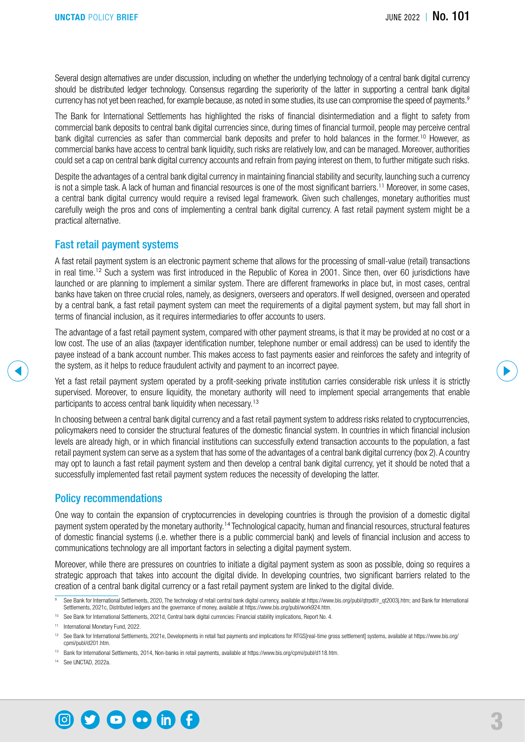Several design alternatives are under discussion, including on whether the underlying technology of a central bank digital currency should be distributed ledger technology. Consensus regarding the superiority of the latter in supporting a central bank digital currency has not yet been reached, for example because, as noted in some studies, its use can compromise the speed of payments.[9]

The Bank for International Settlements has highlighted the risks of financial disintermediation and a flight to safety from commercial bank deposits to central bank digital currencies since, during times of financial turmoil, people may perceive central bank digital currencies as safer than commercial bank deposits and prefer to hold balances in the former.[10] However, as commercial banks have access to central bank liquidity, such risks are relatively low, and can be managed. Moreover, authorities could set a cap on central bank digital currency accounts and refrain from paying interest on them, to further mitigate such risks.

Despite the advantages of a central bank digital currency in maintaining financial stability and security, launching such a currency is not a simple task. A lack of human and financial resources is one of the most significant barriers.[11] Moreover, in some cases, a central bank digital currency would require a revised legal framework. Given such challenges, monetary authorities must carefully weigh the pros and cons of implementing a central bank digital currency. A fast retail payment system might be a practical alternative.

## Fast retail payment systems

A fast retail payment system is an electronic payment scheme that allows for the processing of small-value (retail) transactions in real time.[12] Such a system was first introduced in the Republic of Korea in 2001. Since then, over 60 jurisdictions have launched or are planning to implement a similar system. There are different frameworks in place but, in most cases, central banks have taken on three crucial roles, namely, as designers, overseers and operators. If well designed, overseen and operated by a central bank, a fast retail payment system can meet the requirements of a digital payment system, but may fall short in terms of financial inclusion, as it requires intermediaries to offer accounts to users.

The advantage of a fast retail payment system, compared with other payment streams, is that it may be provided at no cost or a low cost. The use of an alias (taxpayer identification number, telephone number or email address) can be used to identify the payee instead of a bank account number. This makes access to fast payments easier and reinforces the safety and integrity of the system, as it helps to reduce fraudulent activity and payment to an incorrect payee.

Yet a fast retail payment system operated by a profit-seeking private institution carries considerable risk unless it is strictly supervised. Moreover, to ensure liquidity, the monetary authority will need to implement special arrangements that enable participants to access central bank liquidity when necessary.[13]

In choosing between a central bank digital currency and a fast retail payment system to address risks related to cryptocurrencies, policymakers need to consider the structural features of the domestic financial system. In countries in which financial inclusion levels are already high, or in which financial institutions can successfully extend transaction accounts to the population, a fast retail payment system can serve as a system that has some of the advantages of a central bank digital currency (box 2). A country may opt to launch a fast retail payment system and then develop a central bank digital currency, yet it should be noted that a successfully implemented fast retail payment system reduces the necessity of developing the latter.

## Policy recommendations

One way to contain the expansion of cryptocurrencies in developing countries is through the provision of a domestic digital payment system operated by the monetary authority.[14] Technological capacity, human and financial resources, structural features of domestic financial systems (i.e. whether there is a public commercial bank) and levels of financial inclusion and access to communications technology are all important factors in selecting a digital payment system.

Moreover, while there are pressures on countries to initiate a digital payment system as soon as possible, doing so requires a strategic approach that takes into account the digital divide. In developing countries, two significant barriers related to the creation of a central bank digital currency or a fast retail payment system are linked to the digital divide.

---

[9] See Bank for International Settlements, 2020, The technology of retail central bank digital currency, available at https://www.bis.org/publ/qtrpdf/r_qt2003j.htm; and Bank for International Settlements, 2021c, Distributed ledgers and the governance of money, available at https://www.bis.org/publ/work924.htm.

[10] See Bank for International Settlements, 2021d, Central bank digital currencies: Financial stability implications, Report No. 4.

[11] International Monetary Fund, 2022.

[12] See Bank for International Settlements, 2021e, Developments in retail fast payments and implications for RTGS[real-time gross settlement] systems, available at https://www.bis.org/cpmi/publ/d201.htm.

[13] Bank for International Settlements, 2014, Non-banks in retail payments, available at https://www.bis.org/cpmi/publ/d118.htm.

[14] See UNCTAD, 2022a.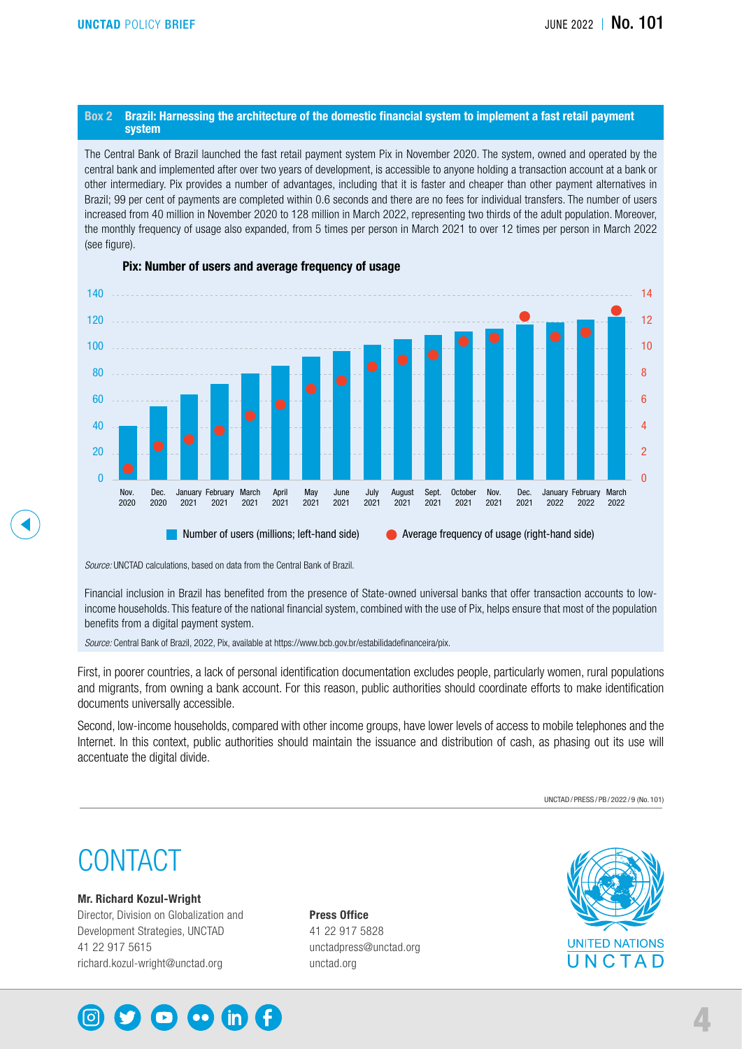### Box 2 Brazil: Harnessing the architecture of the domestic financial system to implement a fast retail payment system

The Central Bank of Brazil launched the fast retail payment system Pix in November 2020. The system, owned and operated by the central bank and implemented after over two years of development, is accessible to anyone holding a transaction account at a bank or other intermediary. Pix provides a number of advantages, including that it is faster and cheaper than other payment alternatives in Brazil; 99 per cent of payments are completed within 0.6 seconds and there are no fees for individual transfers. The number of users increased from 40 million in November 2020 to 128 million in March 2022, representing two thirds of the adult population. Moreover, the monthly frequency of usage also expanded, from 5 times per person in March 2021 to over 12 times per person in March 2022 (see figure).

**Pix: Number of users and average frequency of usage**

Left axis: 0, 20, 40, 60, 80, 100, 120, 140

Right axis: 0, 2, 4, 6, 8, 10, 12, 14

Nov. 2020, Dec. 2020, January 2021, February 2021, March 2021, April 2021, May 2021, June 2021, July 2021, August 2021, Sept. 2021, October 2021, Nov. 2021, Dec. 2021, January 2022, February 2022, March 2022

Number of users (millions; left-hand side)

Average frequency of usage (right-hand side)

*Source:* UNCTAD calculations, based on data from the Central Bank of Brazil.

Financial inclusion in Brazil has benefited from the presence of State-owned universal banks that offer transaction accounts to low-income households. This feature of the national financial system, combined with the use of Pix, helps ensure that most of the population benefits from a digital payment system.

*Source:* Central Bank of Brazil, 2022, Pix, available at https://www.bcb.gov.br/estabilidadefinanceira/pix.

First, in poorer countries, a lack of personal identification documentation excludes people, particularly women, rural populations and migrants, from owning a bank account. For this reason, public authorities should coordinate efforts to make identification documents universally accessible.

Second, low-income households, compared with other income groups, have lower levels of access to mobile telephones and the Internet. In this context, public authorities should maintain the issuance and distribution of cash, as phasing out its use will accentuate the digital divide.

UNCTAD/PRESS/PB/2022/9 (No. 101)

# CONTACT

**Mr. Richard Kozul-Wright**
Director, Division on Globalization and Development Strategies, UNCTAD
41 22 917 5615
richard.kozul-wright@unctad.org

**Press Office**
41 22 917 5828
unctadpress@unctad.org
unctad.org